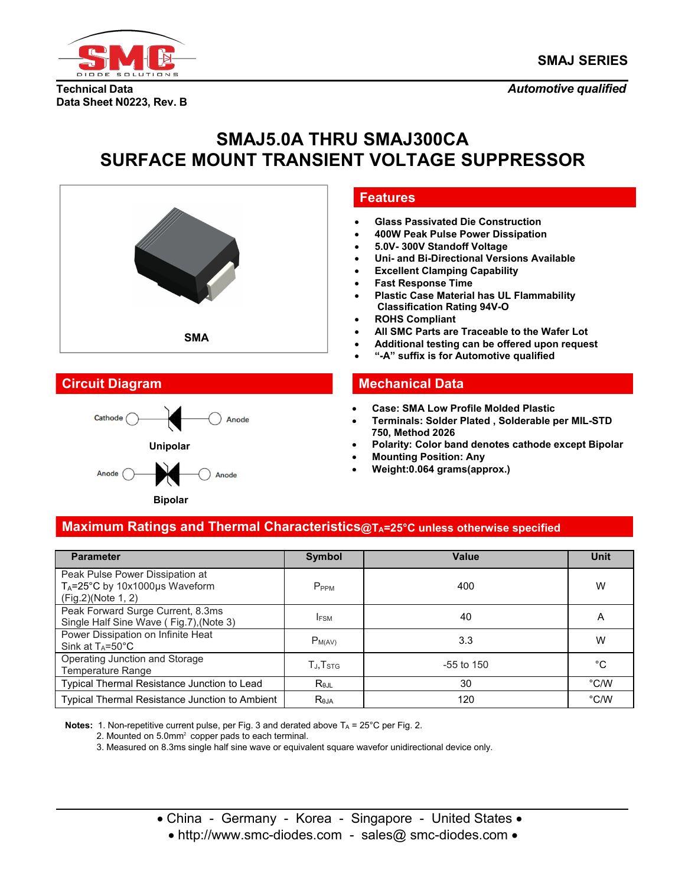**SMAJ SERIES**

**Technical Data**
**Data Sheet N0223, Rev. B**

*Automotive qualified*

# SMAJ5.0A THRU SMAJ300CA
# SURFACE MOUNT TRANSIENT VOLTAGE SUPPRESSOR

SMA

## Features

- Glass Passivated Die Construction
- 400W Peak Pulse Power Dissipation
- 5.0V- 300V Standoff Voltage
- Uni- and Bi-Directional Versions Available
- Excellent Clamping Capability
- Fast Response Time
- Plastic Case Material has UL Flammability Classification Rating 94V-O
- ROHS Compliant
- All SMC Parts are Traceable to the Wafer Lot
- Additional testing can be offered upon request
- "-A" suffix is for Automotive qualified

## Circuit Diagram

Cathode — Anode

Unipolar

Anode — Anode

Bipolar

## Mechanical Data

- Case: SMA Low Profile Molded Plastic
- Terminals: Solder Plated , Solderable per MIL-STD 750, Method 2026
- Polarity: Color band denotes cathode except Bipolar
- Mounting Position: Any
- Weight:0.064 grams(approx.)

## Maximum Ratings and Thermal Characteristics@$T_A$=25°C unless otherwise specified

| Parameter | Symbol | Value | Unit |
|---|---|---|---|
| Peak Pulse Power Dissipation at $T_A$=25°C by 10x1000μs Waveform (Fig.2)(Note 1, 2) | $P_{PPM}$ | 400 | W |
| Peak Forward Surge Current, 8.3ms Single Half Sine Wave ( Fig.7),(Note 3) | $I_{FSM}$ | 40 | A |
| Power Dissipation on Infinite Heat Sink at $T_A$=50°C | $P_{M(AV)}$ | 3.3 | W |
| Operating Junction and Storage Temperature Range | $T_J$,$T_{STG}$ | -55 to 150 | °C |
| Typical Thermal Resistance Junction to Lead | $R_{\theta JL}$ | 30 | °C/W |
| Typical Thermal Resistance Junction to Ambient | $R_{\theta JA}$ | 120 | °C/W |

**Notes:** 1. Non-repetitive current pulse, per Fig. 3 and derated above $T_A$ = 25°C per Fig. 2.
2. Mounted on 5.0mm² copper pads to each terminal.
3. Measured on 8.3ms single half sine wave or equivalent square wavefor unidirectional device only.

• China - Germany - Korea - Singapore - United States •
• http://www.smc-diodes.com - sales@ smc-diodes.com •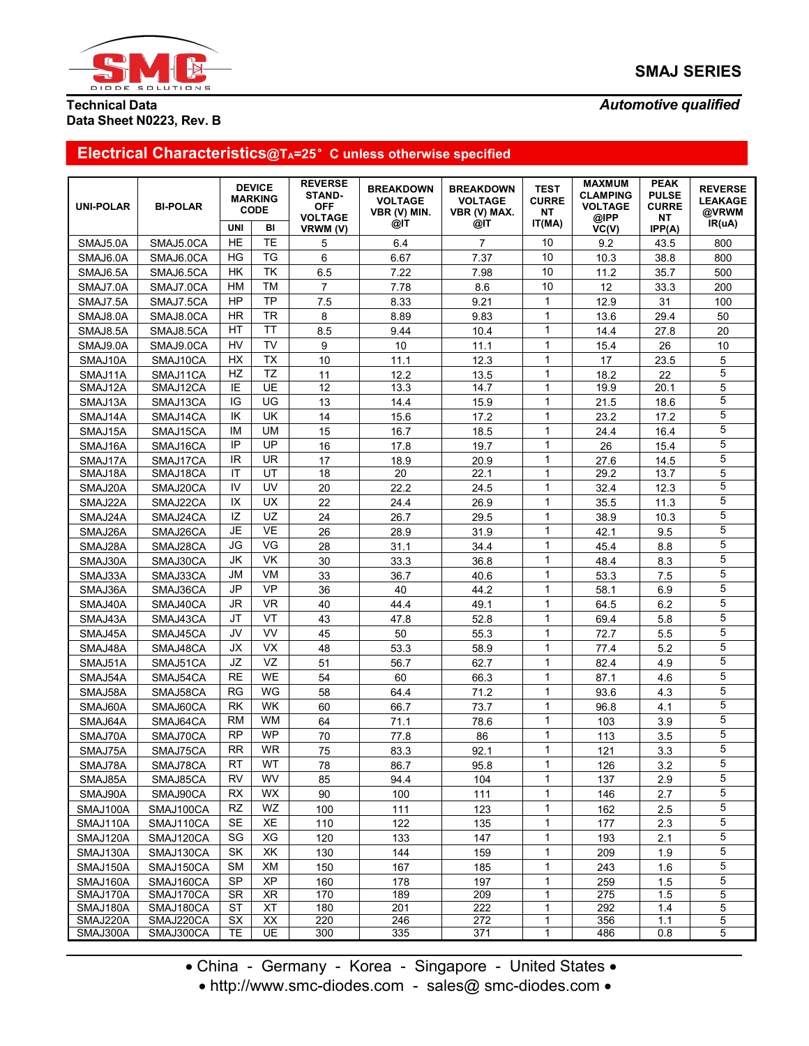**SMAJ SERIES**

**Technical Data**
**Data Sheet N0223, Rev. B**

***Automotive qualified***

## Electrical Characteristics@$T_A$=25° C unless otherwise specified

| UNI-POLAR | BI-POLAR | DEVICE MARKING CODE | | REVERSE STAND-OFF VOLTAGE VRWM (V) | BREAKDOWN VOLTAGE VBR (V) MIN. @IT | BREAKDOWN VOLTAGE VBR (V) MAX. @IT | TEST CURRENT IT(MA) | MAXMUM CLAMPING VOLTAGE @IPP VC(V) | PEAK PULSE CURRENT IPP(A) | REVERSE LEAKAGE @VRWM IR(uA) |
|---|---|---|---|---|---|---|---|---|---|---|
| | | UNI | BI | | | | | | | |
| SMAJ5.0A | SMAJ5.0CA | HE | TE | 5 | 6.4 | 7 | 10 | 9.2 | 43.5 | 800 |
| SMAJ6.0A | SMAJ6.0CA | HG | TG | 6 | 6.67 | 7.37 | 10 | 10.3 | 38.8 | 800 |
| SMAJ6.5A | SMAJ6.5CA | HK | TK | 6.5 | 7.22 | 7.98 | 10 | 11.2 | 35.7 | 500 |
| SMAJ7.0A | SMAJ7.0CA | HM | TM | 7 | 7.78 | 8.6 | 10 | 12 | 33.3 | 200 |
| SMAJ7.5A | SMAJ7.5CA | HP | TP | 7.5 | 8.33 | 9.21 | 1 | 12.9 | 31 | 100 |
| SMAJ8.0A | SMAJ8.0CA | HR | TR | 8 | 8.89 | 9.83 | 1 | 13.6 | 29.4 | 50 |
| SMAJ8.5A | SMAJ8.5CA | HT | TT | 8.5 | 9.44 | 10.4 | 1 | 14.4 | 27.8 | 20 |
| SMAJ9.0A | SMAJ9.0CA | HV | TV | 9 | 10 | 11.1 | 1 | 15.4 | 26 | 10 |
| SMAJ10A | SMAJ10CA | HX | TX | 10 | 11.1 | 12.3 | 1 | 17 | 23.5 | 5 |
| SMAJ11A | SMAJ11CA | HZ | TZ | 11 | 12.2 | 13.5 | 1 | 18.2 | 22 | 5 |
| SMAJ12A | SMAJ12CA | IE | UE | 12 | 13.3 | 14.7 | 1 | 19.9 | 20.1 | 5 |
| SMAJ13A | SMAJ13CA | IG | UG | 13 | 14.4 | 15.9 | 1 | 21.5 | 18.6 | 5 |
| SMAJ14A | SMAJ14CA | IK | UK | 14 | 15.6 | 17.2 | 1 | 23.2 | 17.2 | 5 |
| SMAJ15A | SMAJ15CA | IM | UM | 15 | 16.7 | 18.5 | 1 | 24.4 | 16.4 | 5 |
| SMAJ16A | SMAJ16CA | IP | UP | 16 | 17.8 | 19.7 | 1 | 26 | 15.4 | 5 |
| SMAJ17A | SMAJ17CA | IR | UR | 17 | 18.9 | 20.9 | 1 | 27.6 | 14.5 | 5 |
| SMAJ18A | SMAJ18CA | IT | UT | 18 | 20 | 22.1 | 1 | 29.2 | 13.7 | 5 |
| SMAJ20A | SMAJ20CA | IV | UV | 20 | 22.2 | 24.5 | 1 | 32.4 | 12.3 | 5 |
| SMAJ22A | SMAJ22CA | IX | UX | 22 | 24.4 | 26.9 | 1 | 35.5 | 11.3 | 5 |
| SMAJ24A | SMAJ24CA | IZ | UZ | 24 | 26.7 | 29.5 | 1 | 38.9 | 10.3 | 5 |
| SMAJ26A | SMAJ26CA | JE | VE | 26 | 28.9 | 31.9 | 1 | 42.1 | 9.5 | 5 |
| SMAJ28A | SMAJ28CA | JG | VG | 28 | 31.1 | 34.4 | 1 | 45.4 | 8.8 | 5 |
| SMAJ30A | SMAJ30CA | JK | VK | 30 | 33.3 | 36.8 | 1 | 48.4 | 8.3 | 5 |
| SMAJ33A | SMAJ33CA | JM | VM | 33 | 36.7 | 40.6 | 1 | 53.3 | 7.5 | 5 |
| SMAJ36A | SMAJ36CA | JP | VP | 36 | 40 | 44.2 | 1 | 58.1 | 6.9 | 5 |
| SMAJ40A | SMAJ40CA | JR | VR | 40 | 44.4 | 49.1 | 1 | 64.5 | 6.2 | 5 |
| SMAJ43A | SMAJ43CA | JT | VT | 43 | 47.8 | 52.8 | 1 | 69.4 | 5.8 | 5 |
| SMAJ45A | SMAJ45CA | JV | VV | 45 | 50 | 55.3 | 1 | 72.7 | 5.5 | 5 |
| SMAJ48A | SMAJ48CA | JX | VX | 48 | 53.3 | 58.9 | 1 | 77.4 | 5.2 | 5 |
| SMAJ51A | SMAJ51CA | JZ | VZ | 51 | 56.7 | 62.7 | 1 | 82.4 | 4.9 | 5 |
| SMAJ54A | SMAJ54CA | RE | WE | 54 | 60 | 66.3 | 1 | 87.1 | 4.6 | 5 |
| SMAJ58A | SMAJ58CA | RG | WG | 58 | 64.4 | 71.2 | 1 | 93.6 | 4.3 | 5 |
| SMAJ60A | SMAJ60CA | RK | WK | 60 | 66.7 | 73.7 | 1 | 96.8 | 4.1 | 5 |
| SMAJ64A | SMAJ64CA | RM | WM | 64 | 71.1 | 78.6 | 1 | 103 | 3.9 | 5 |
| SMAJ70A | SMAJ70CA | RP | WP | 70 | 77.8 | 86 | 1 | 113 | 3.5 | 5 |
| SMAJ75A | SMAJ75CA | RR | WR | 75 | 83.3 | 92.1 | 1 | 121 | 3.3 | 5 |
| SMAJ78A | SMAJ78CA | RT | WT | 78 | 86.7 | 95.8 | 1 | 126 | 3.2 | 5 |
| SMAJ85A | SMAJ85CA | RV | WV | 85 | 94.4 | 104 | 1 | 137 | 2.9 | 5 |
| SMAJ90A | SMAJ90CA | RX | WX | 90 | 100 | 111 | 1 | 146 | 2.7 | 5 |
| SMAJ100A | SMAJ100CA | RZ | WZ | 100 | 111 | 123 | 1 | 162 | 2.5 | 5 |
| SMAJ110A | SMAJ110CA | SE | XE | 110 | 122 | 135 | 1 | 177 | 2.3 | 5 |
| SMAJ120A | SMAJ120CA | SG | XG | 120 | 133 | 147 | 1 | 193 | 2.1 | 5 |
| SMAJ130A | SMAJ130CA | SK | XK | 130 | 144 | 159 | 1 | 209 | 1.9 | 5 |
| SMAJ150A | SMAJ150CA | SM | XM | 150 | 167 | 185 | 1 | 243 | 1.6 | 5 |
| SMAJ160A | SMAJ160CA | SP | XP | 160 | 178 | 197 | 1 | 259 | 1.5 | 5 |
| SMAJ170A | SMAJ170CA | SR | XR | 170 | 189 | 209 | 1 | 275 | 1.5 | 5 |
| SMAJ180A | SMAJ180CA | ST | XT | 180 | 201 | 222 | 1 | 292 | 1.4 | 5 |
| SMAJ220A | SMAJ220CA | SX | XX | 220 | 246 | 272 | 1 | 356 | 1.1 | 5 |
| SMAJ300A | SMAJ300CA | TE | UE | 300 | 335 | 371 | 1 | 486 | 0.8 | 5 |

• China - Germany - Korea - Singapore - United States •
• http://www.smc-diodes.com - sales@ smc-diodes.com •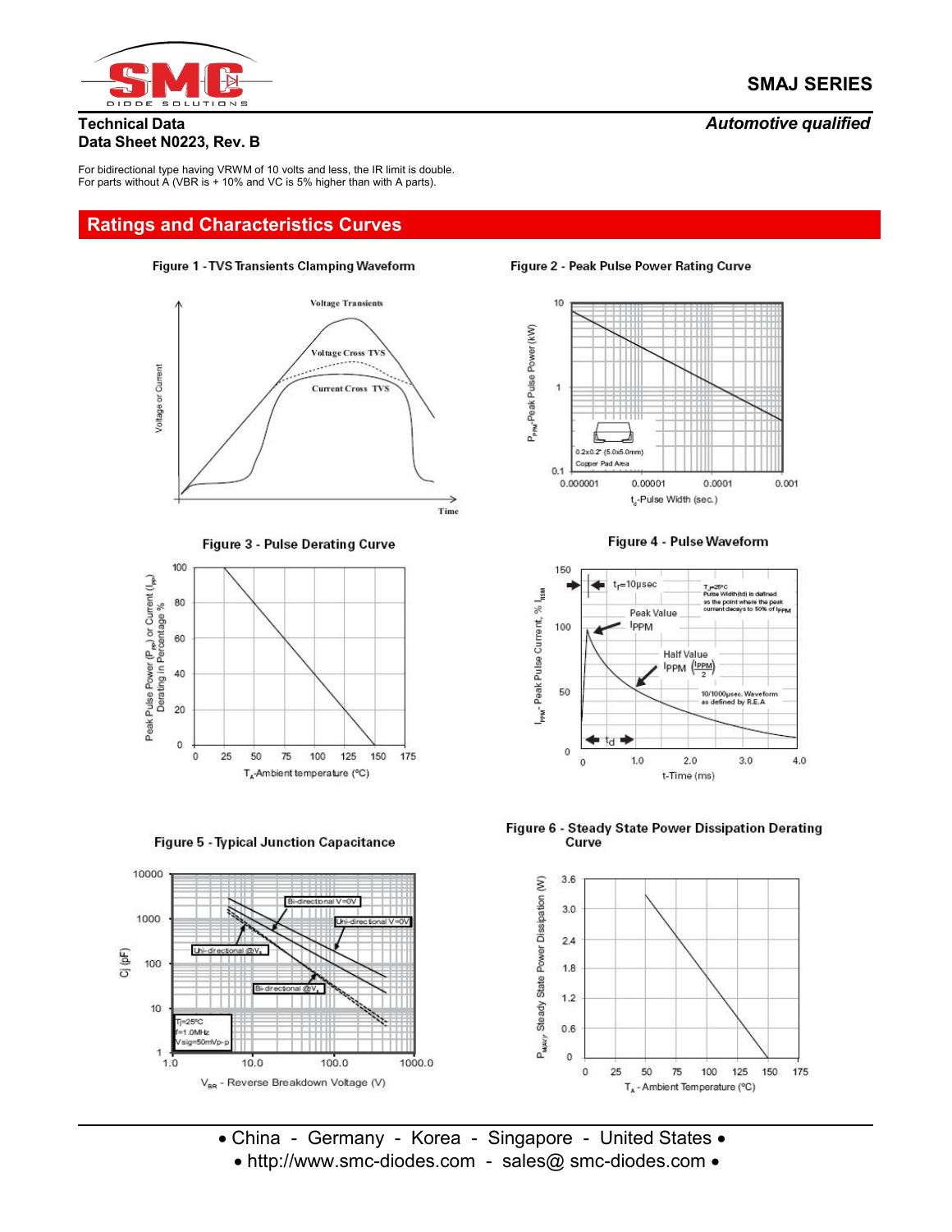For bidirectional type having VRWM of 10 volts and less, the IR limit is double.
For parts without A (VBR is + 10% and VC is 5% higher than with A parts).

## Ratings and Characteristics Curves

Figure 1 - TVS Transients Clamping Waveform

Figure 2 - Peak Pulse Power Rating Curve

Figure 3 - Pulse Derating Curve

Figure 4 - Pulse Waveform

Figure 5 - Typical Junction Capacitance

Figure 6 - Steady State Power Dissipation Derating Curve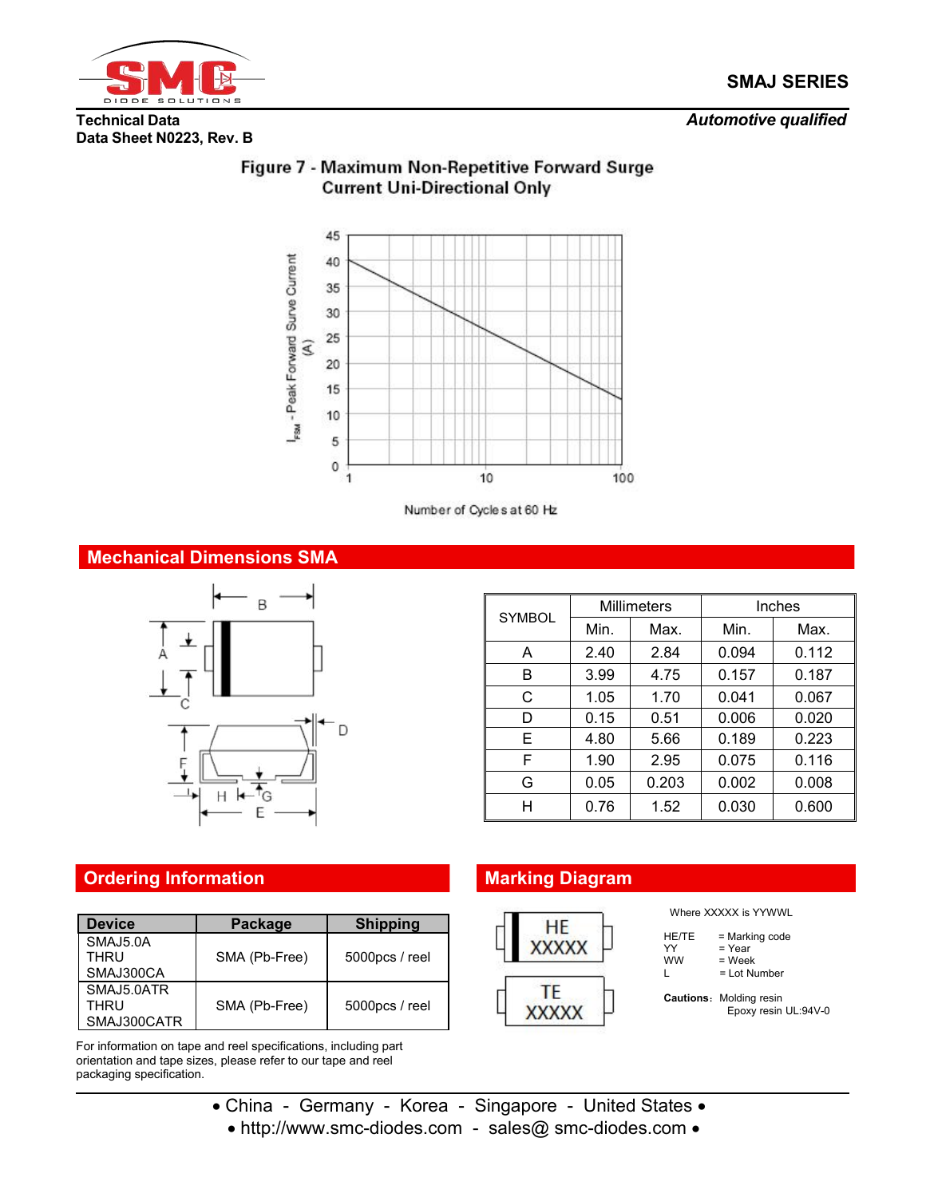**Technical Data**
**Data Sheet N0223, Rev. B**

***Automotive qualified***

## Figure 7 - Maximum Non-Repetitive Forward Surge Current Uni-Directional Only

$I_{FSM}$ - Peak Forward Surve Current (A)

Number of Cycles at 60 Hz

## Mechanical Dimensions SMA

| SYMBOL | Millimeters | | Inches | |
|---|---|---|---|---|
| | Min. | Max. | Min. | Max. |
| A | 2.40 | 2.84 | 0.094 | 0.112 |
| B | 3.99 | 4.75 | 0.157 | 0.187 |
| C | 1.05 | 1.70 | 0.041 | 0.067 |
| D | 0.15 | 0.51 | 0.006 | 0.020 |
| E | 4.80 | 5.66 | 0.189 | 0.223 |
| F | 1.90 | 2.95 | 0.075 | 0.116 |
| G | 0.05 | 0.203 | 0.002 | 0.008 |
| H | 0.76 | 1.52 | 0.030 | 0.600 |

## Ordering Information

| Device | Package | Shipping |
|---|---|---|
| SMAJ5.0A THRU SMAJ300CA | SMA (Pb-Free) | 5000pcs / reel |
| SMAJ5.0ATR THRU SMAJ300CATR | SMA (Pb-Free) | 5000pcs / reel |

For information on tape and reel specifications, including part orientation and tape sizes, please refer to our tape and reel packaging specification.

## Marking Diagram

HE
XXXXX

TE
XXXXX

Where XXXXX is YYWWL

HE/TE = Marking code
YY = Year
WW = Week
L = Lot Number

**Cautions**: Molding resin
Epoxy resin UL:94V-0

• China - Germany - Korea - Singapore - United States •
• http://www.smc-diodes.com - sales@ smc-diodes.com •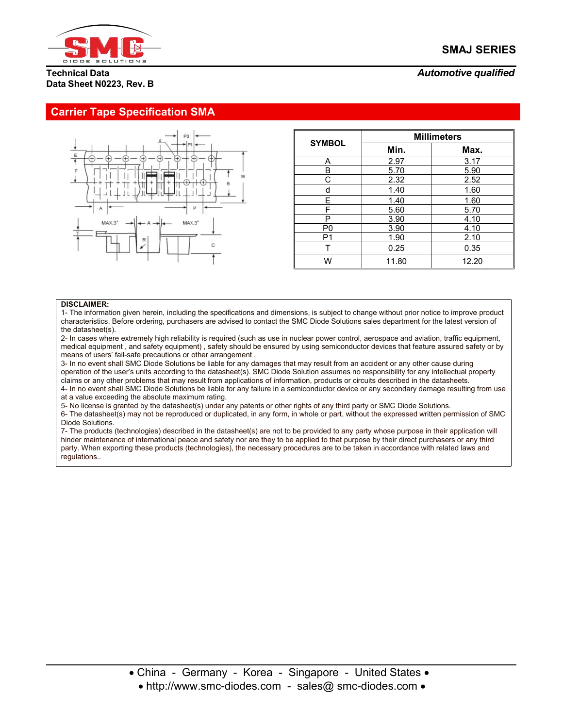## Carrier Tape Specification SMA

P0
P1
d
E
F
W
B
A
P
MAX.3°
A
MAX.3°
T
R
C

| SYMBOL | Millimeters | |
|---|---|---|
| | Min. | Max. |
| A | 2.97 | 3.17 |
| B | 5.70 | 5.90 |
| C | 2.32 | 2.52 |
| d | 1.40 | 1.60 |
| E | 1.40 | 1.60 |
| F | 5.60 | 5.70 |
| P | 3.90 | 4.10 |
| P0 | 3.90 | 4.10 |
| P1 | 1.90 | 2.10 |
| T | 0.25 | 0.35 |
| W | 11.80 | 12.20 |

**DISCLAIMER:**

1- The information given herein, including the specifications and dimensions, is subject to change without prior notice to improve product characteristics. Before ordering, purchasers are advised to contact the SMC Diode Solutions sales department for the latest version of the datasheet(s).

2- In cases where extremely high reliability is required (such as use in nuclear power control, aerospace and aviation, traffic equipment, medical equipment , and safety equipment) , safety should be ensured by using semiconductor devices that feature assured safety or by means of users' fail-safe precautions or other arrangement .

3- In no event shall SMC Diode Solutions be liable for any damages that may result from an accident or any other cause during operation of the user's units according to the datasheet(s). SMC Diode Solution assumes no responsibility for any intellectual property claims or any other problems that may result from applications of information, products or circuits described in the datasheets.

4- In no event shall SMC Diode Solutions be liable for any failure in a semiconductor device or any secondary damage resulting from use at a value exceeding the absolute maximum rating.

5- No license is granted by the datasheet(s) under any patents or other rights of any third party or SMC Diode Solutions.

6- The datasheet(s) may not be reproduced or duplicated, in any form, in whole or part, without the expressed written permission of SMC Diode Solutions.

7- The products (technologies) described in the datasheet(s) are not to be provided to any party whose purpose in their application will hinder maintenance of international peace and safety nor are they to be applied to that purpose by their direct purchasers or any third party. When exporting these products (technologies), the necessary procedures are to be taken in accordance with related laws and regulations..